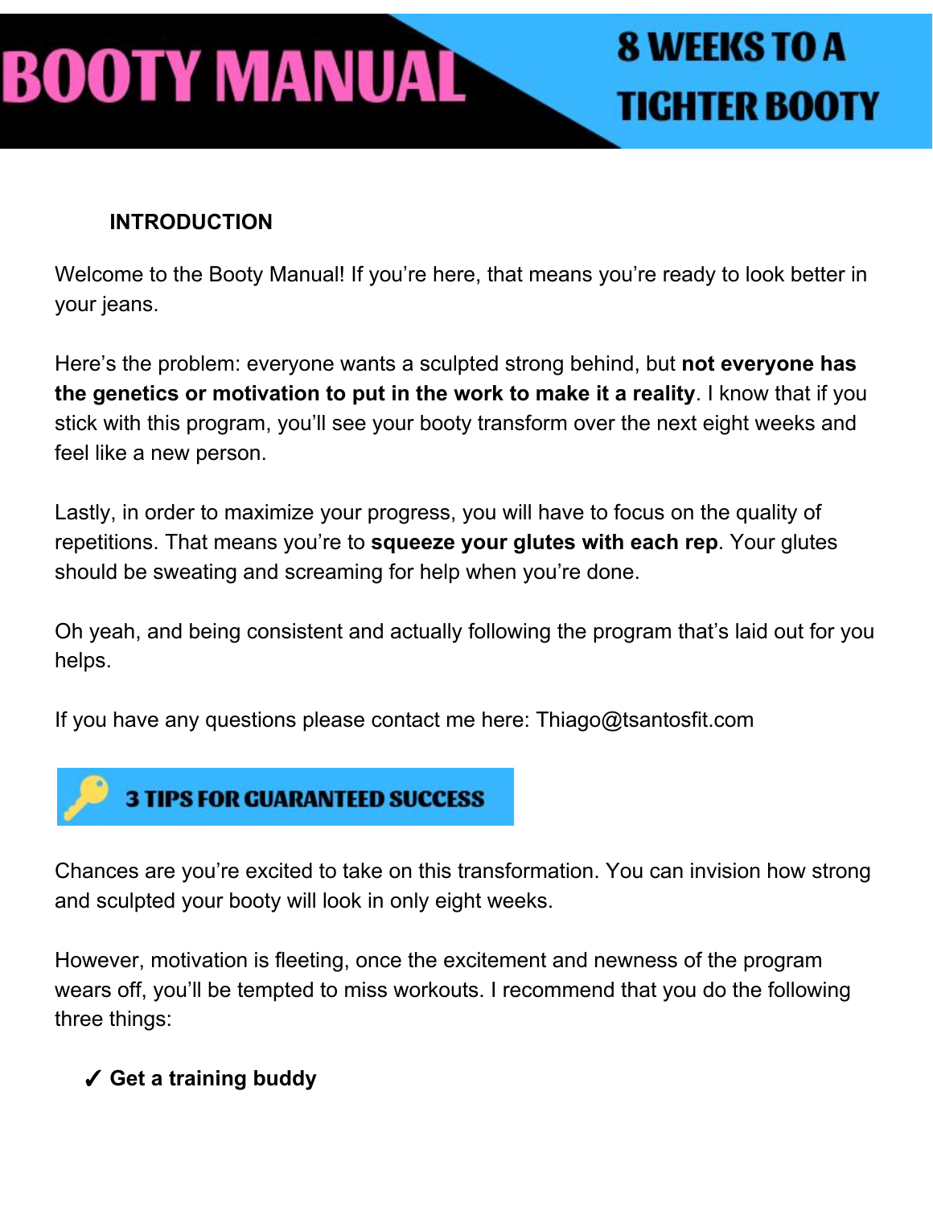# BOOTY MANUAL

## 8 WEEKS TO A TIGHTER BOOTY

### INTRODUCTION

Welcome to the Booty Manual! If you're here, that means you're ready to look better in your jeans.

Here's the problem: everyone wants a sculpted strong behind, but **not everyone has the genetics or motivation to put in the work to make it a reality**. I know that if you stick with this program, you'll see your booty transform over the next eight weeks and feel like a new person.

Lastly, in order to maximize your progress, you will have to focus on the quality of repetitions. That means you're to **squeeze your glutes with each rep**. Your glutes should be sweating and screaming for help when you're done.

Oh yeah, and being consistent and actually following the program that's laid out for you helps.

If you have any questions please contact me here: Thiago@tsantosfit.com

### 3 TIPS FOR GUARANTEED SUCCESS

Chances are you're excited to take on this transformation. You can invision how strong and sculpted your booty will look in only eight weeks.

However, motivation is fleeting, once the excitement and newness of the program wears off, you'll be tempted to miss workouts. I recommend that you do the following three things:

✓ **Get a training buddy**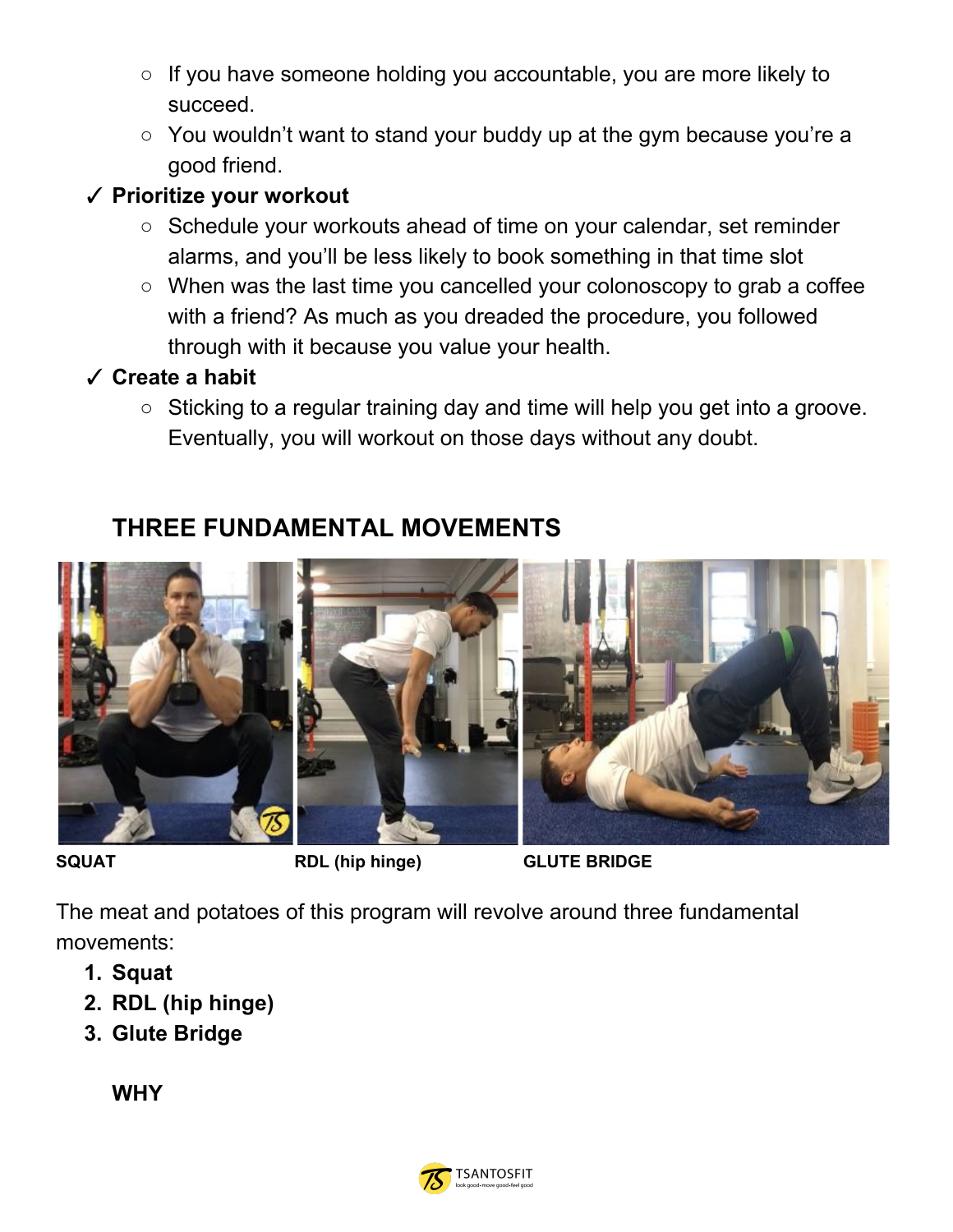- If you have someone holding you accountable, you are more likely to succeed.
- You wouldn't want to stand your buddy up at the gym because you're a good friend.

✓ **Prioritize your workout**

- Schedule your workouts ahead of time on your calendar, set reminder alarms, and you'll be less likely to book something in that time slot
- When was the last time you cancelled your colonoscopy to grab a coffee with a friend? As much as you dreaded the procedure, you followed through with it because you value your health.

✓ **Create a habit**

- Sticking to a regular training day and time will help you get into a groove. Eventually, you will workout on those days without any doubt.

## THREE FUNDAMENTAL MOVEMENTS

**SQUAT** **RDL (hip hinge)** **GLUTE BRIDGE**

The meat and potatoes of this program will revolve around three fundamental movements:

1. **Squat**
2. **RDL (hip hinge)**
3. **Glute Bridge**

### WHY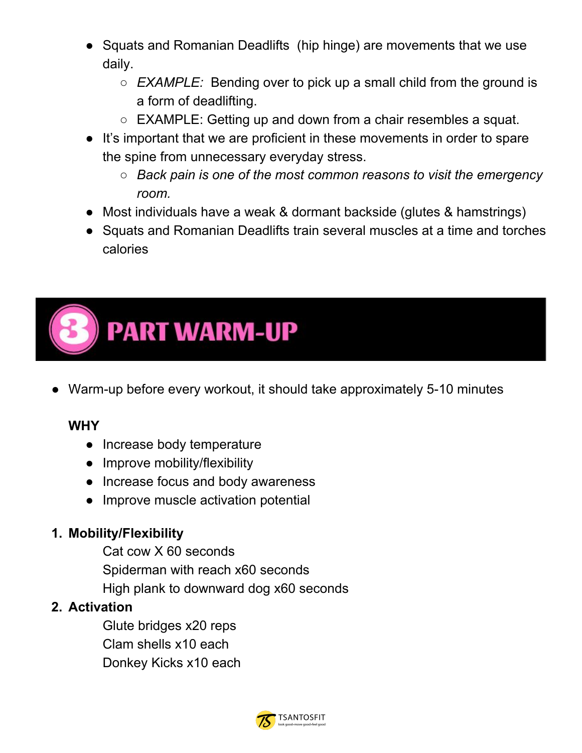- Squats and Romanian Deadlifts (hip hinge) are movements that we use daily.
    - *EXAMPLE:* Bending over to pick up a small child from the ground is a form of deadlifting.
    - EXAMPLE: Getting up and down from a chair resembles a squat.
- It's important that we are proficient in these movements in order to spare the spine from unnecessary everyday stress.
    - *Back pain is one of the most common reasons to visit the emergency room.*
- Most individuals have a weak & dormant backside (glutes & hamstrings)
- Squats and Romanian Deadlifts train several muscles at a time and torches calories

## 3 PART WARM-UP

- Warm-up before every workout, it should take approximately 5-10 minutes

**WHY**

- Increase body temperature
- Improve mobility/flexibility
- Increase focus and body awareness
- Improve muscle activation potential

1. **Mobility/Flexibility**

    Cat cow X 60 seconds
    Spiderman with reach x60 seconds
    High plank to downward dog x60 seconds

2. **Activation**

    Glute bridges x20 reps
    Clam shells x10 each
    Donkey Kicks x10 each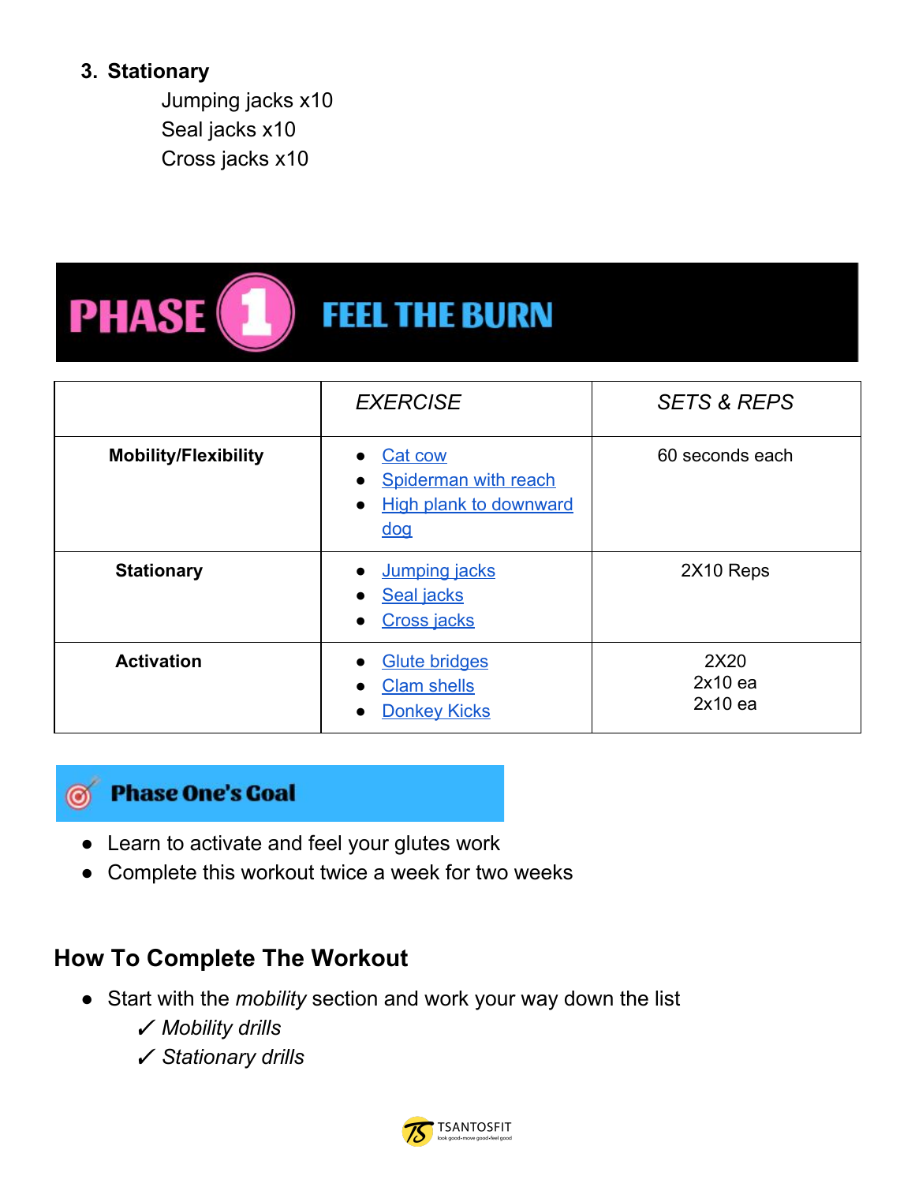3. **Stationary**

    Jumping jacks x10
    Seal jacks x10
    Cross jacks x10

# PHASE 1 FEEL THE BURN

| | *EXERCISE* | *SETS & REPS* |
|---|---|---|
| **Mobility/Flexibility** | • Cat cow<br>• Spiderman with reach<br>• High plank to downward dog | 60 seconds each |
| **Stationary** | • Jumping jacks<br>• Seal jacks<br>• Cross jacks | 2X10 Reps |
| **Activation** | • Glute bridges<br>• Clam shells<br>• Donkey Kicks | 2X20<br>2x10 ea<br>2x10 ea |

## Phase One's Goal

- Learn to activate and feel your glutes work
- Complete this workout twice a week for two weeks

## How To Complete The Workout

- Start with the *mobility* section and work your way down the list
    ✓ *Mobility drills*
    ✓ *Stationary drills*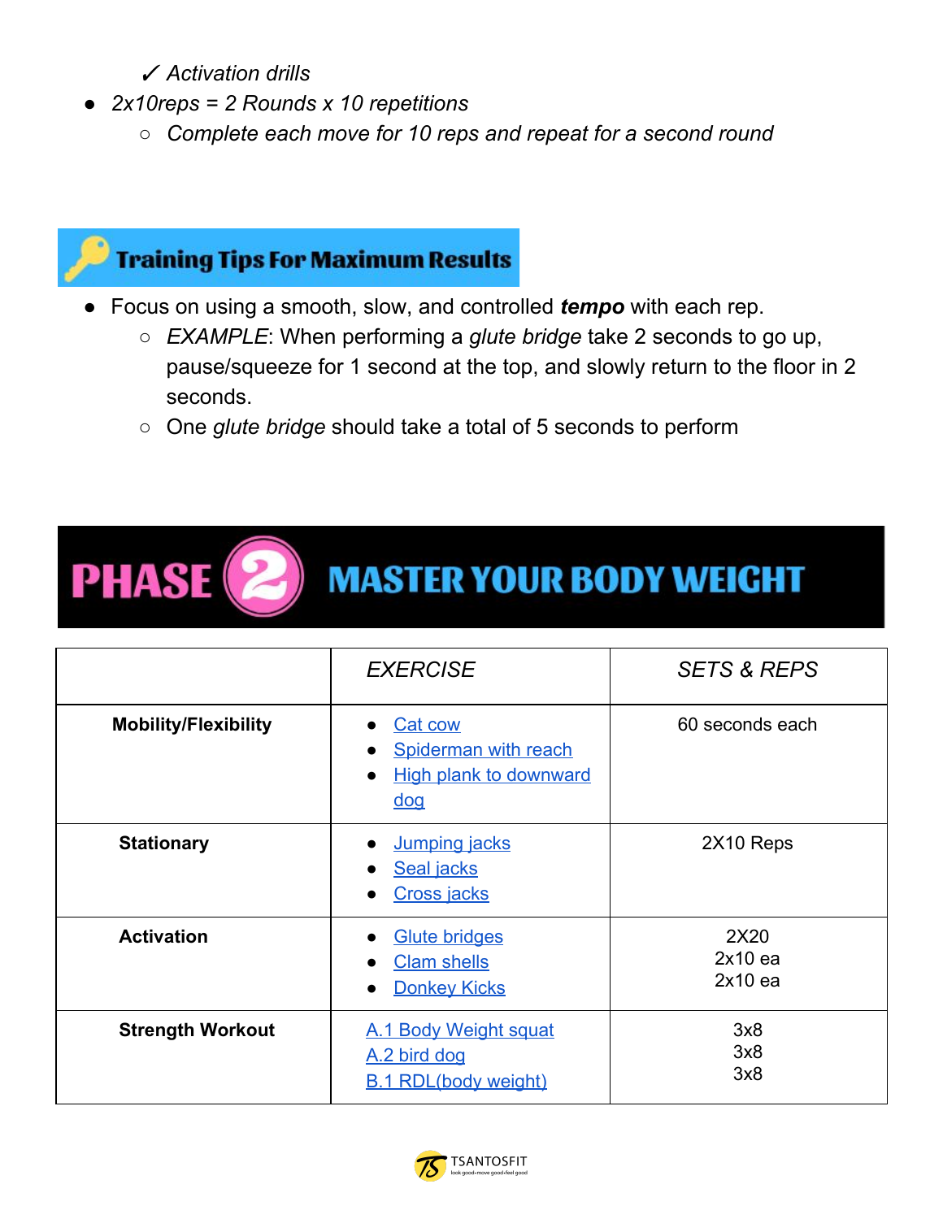✓ *Activation drills*

- *2x10reps = 2 Rounds x 10 repetitions*
  - *Complete each move for 10 reps and repeat for a second round*

## Training Tips For Maximum Results

- Focus on using a smooth, slow, and controlled ***tempo*** with each rep.
  - *EXAMPLE*: When performing a *glute bridge* take 2 seconds to go up, pause/squeeze for 1 second at the top, and slowly return to the floor in 2 seconds.
  - One *glute bridge* should take a total of 5 seconds to perform

## PHASE 2 MASTER YOUR BODY WEIGHT

| | *EXERCISE* | *SETS & REPS* |
|---|---|---|
| **Mobility/Flexibility** | • Cat cow<br>• Spiderman with reach<br>• High plank to downward dog | 60 seconds each |
| **Stationary** | • Jumping jacks<br>• Seal jacks<br>• Cross jacks | 2X10 Reps |
| **Activation** | • Glute bridges<br>• Clam shells<br>• Donkey Kicks | 2X20<br>2x10 ea<br>2x10 ea |
| **Strength Workout** | A.1 Body Weight squat<br>A.2 bird dog<br>B.1 RDL(body weight) | 3x8<br>3x8<br>3x8 |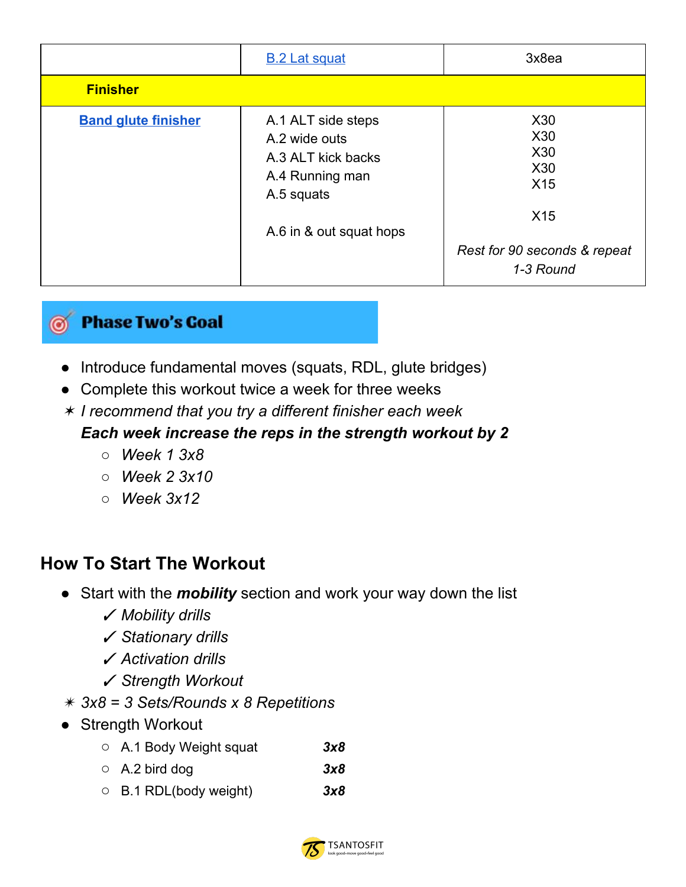| | | |
|---|---|---|
| | B.2 Lat squat | 3x8ea |
| **Finisher** | | |
| **Band glute finisher** | A.1 ALT side steps<br>A.2 wide outs<br>A.3 ALT kick backs<br>A.4 Running man<br>A.5 squats<br><br>A.6 in & out squat hops | X30<br>X30<br>X30<br>X30<br>X15<br><br>X15<br><br>*Rest for 90 seconds & repeat 1-3 Round* |

## Phase Two's Goal

- Introduce fundamental moves (squats, RDL, glute bridges)
- Complete this workout twice a week for three weeks

✶ *I recommend that you try a different finisher each week*

***Each week increase the reps in the strength workout by 2***

  - *Week 1 3x8*
  - *Week 2 3x10*
  - *Week 3x12*

## How To Start The Workout

- Start with the ***mobility*** section and work your way down the list
  - ✓ *Mobility drills*
  - ✓ *Stationary drills*
  - ✓ *Activation drills*
  - ✓ *Strength Workout*

✶ *3x8 = 3 Sets/Rounds x 8 Repetitions*

- Strength Workout
  - A.1 Body Weight squat ***3x8***
  - A.2 bird dog ***3x8***
  - B.1 RDL(body weight) ***3x8***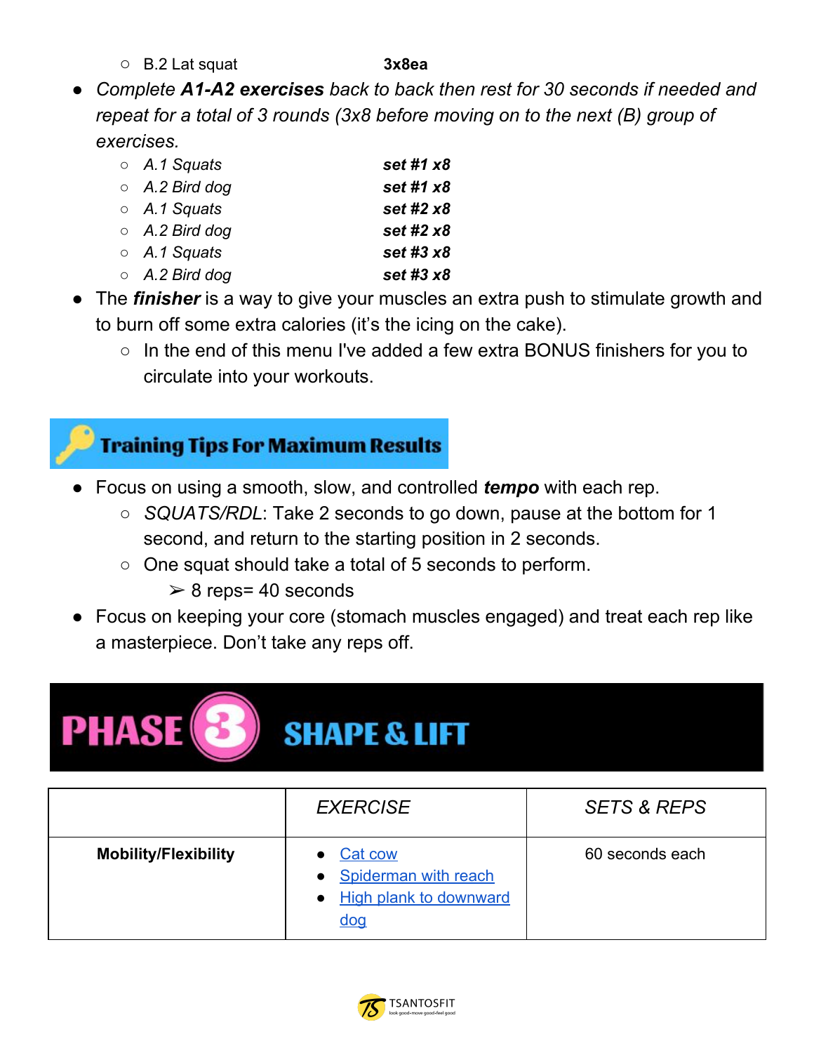- B.2 Lat squat **3x8ea**

- *Complete **A1-A2 exercises** back to back then rest for 30 seconds if needed and repeat for a total of 3 rounds (3x8 before moving on to the next (B) group of exercises.*
  - *A.1 Squats* ***set #1 x8***
  - *A.2 Bird dog* ***set #1 x8***
  - *A.1 Squats* ***set #2 x8***
  - *A.2 Bird dog* ***set #2 x8***
  - *A.1 Squats* ***set #3 x8***
  - *A.2 Bird dog* ***set #3 x8***
- The ***finisher*** is a way to give your muscles an extra push to stimulate growth and to burn off some extra calories (it's the icing on the cake).
  - In the end of this menu I've added a few extra BONUS finishers for you to circulate into your workouts.

## Training Tips For Maximum Results

- Focus on using a smooth, slow, and controlled ***tempo*** with each rep.
  - *SQUATS/RDL*: Take 2 seconds to go down, pause at the bottom for 1 second, and return to the starting position in 2 seconds.
  - One squat should take a total of 5 seconds to perform.
    - ➢ 8 reps= 40 seconds
- Focus on keeping your core (stomach muscles engaged) and treat each rep like a masterpiece. Don't take any reps off.

# PHASE 3 SHAPE & LIFT

| | *EXERCISE* | *SETS & REPS* |
|---|---|---|
| **Mobility/Flexibility** | • Cat cow<br>• Spiderman with reach<br>• High plank to downward dog | 60 seconds each |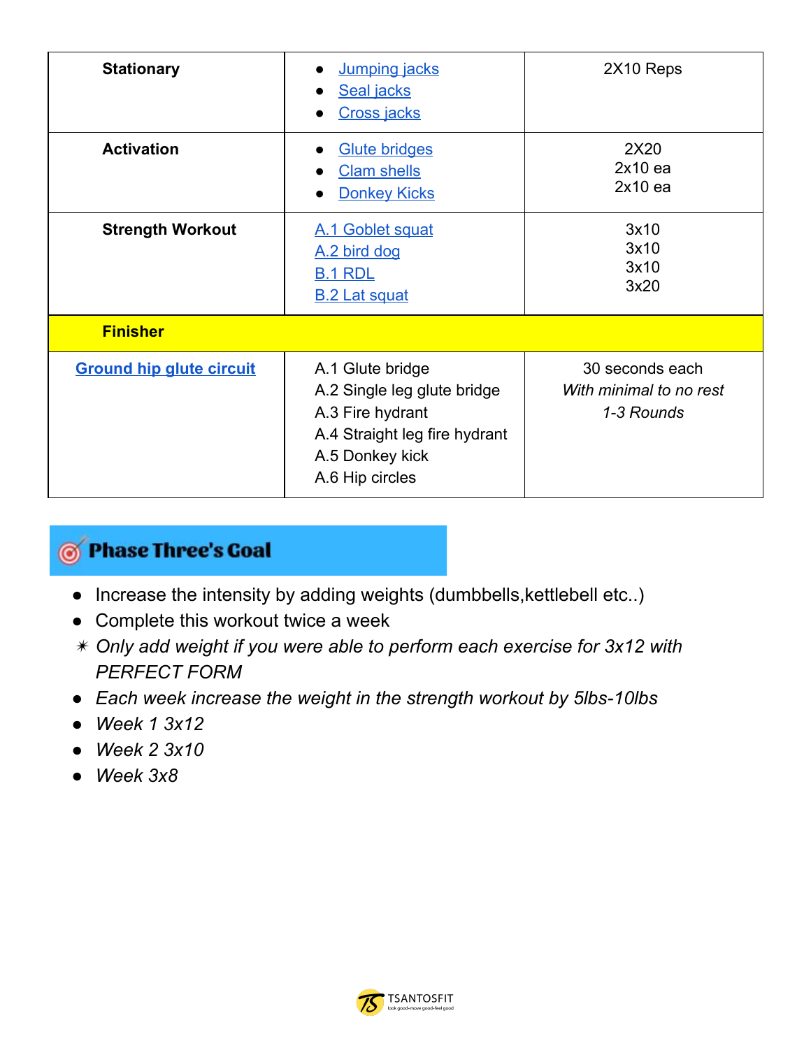| | | |
|---|---|---|
| **Stationary** | • Jumping jacks<br>• Seal jacks<br>• Cross jacks | 2X10 Reps |
| **Activation** | • Glute bridges<br>• Clam shells<br>• Donkey Kicks | 2X20<br>2x10 ea<br>2x10 ea |
| **Strength Workout** | A.1 Goblet squat<br>A.2 bird dog<br>B.1 RDL<br>B.2 Lat squat | 3x10<br>3x10<br>3x10<br>3x20 |
| **Finisher** | | |
| **Ground hip glute circuit** | A.1 Glute bridge<br>A.2 Single leg glute bridge<br>A.3 Fire hydrant<br>A.4 Straight leg fire hydrant<br>A.5 Donkey kick<br>A.6 Hip circles | 30 seconds each<br>*With minimal to no rest*<br>*1-3 Rounds* |

## Phase Three's Goal

- Increase the intensity by adding weights (dumbbells,kettlebell etc..)
- Complete this workout twice a week

✴ *Only add weight if you were able to perform each exercise for 3x12 with PERFECT FORM*

- *Each week increase the weight in the strength workout by 5lbs-10lbs*
- *Week 1 3x12*
- *Week 2 3x10*
- *Week 3x8*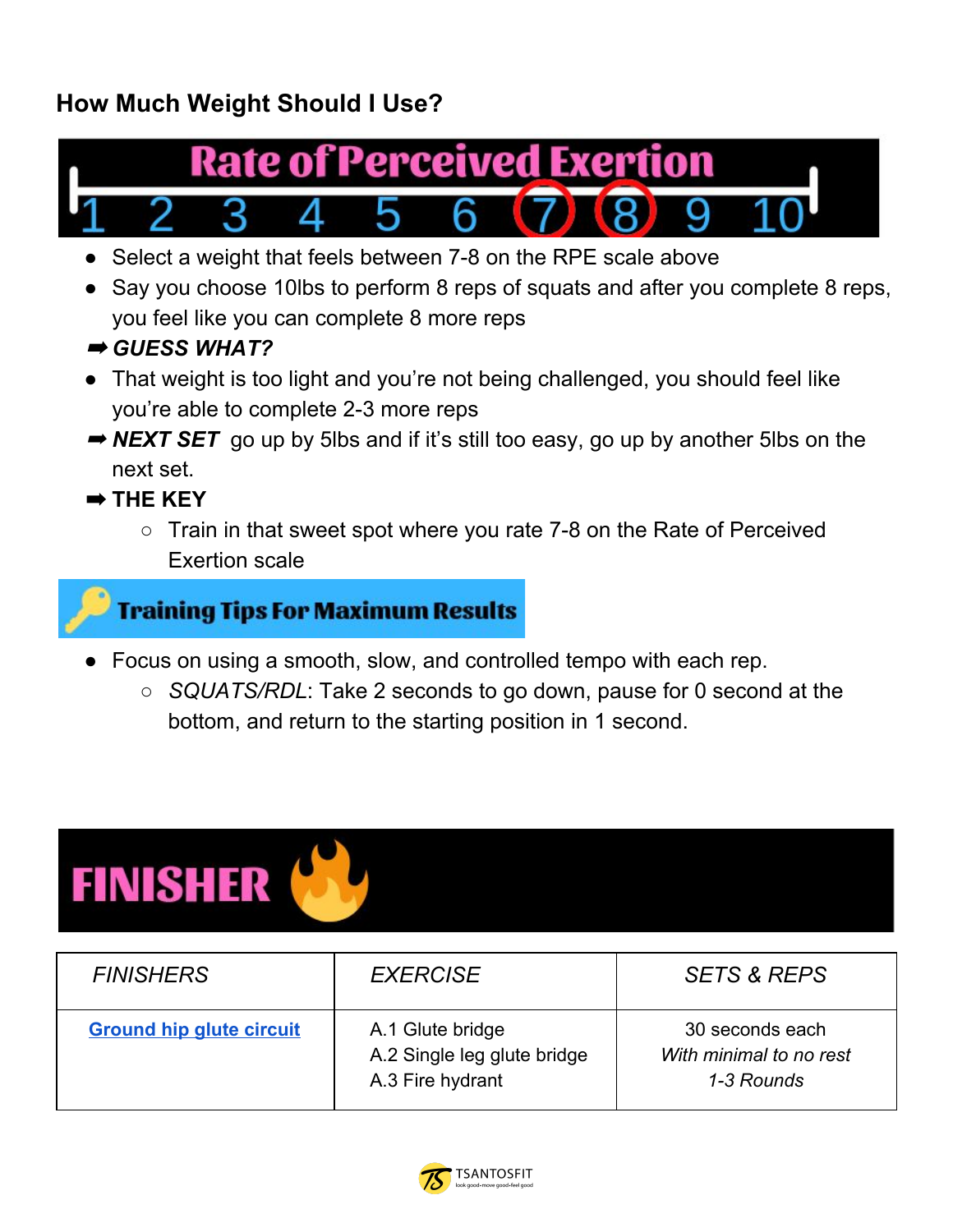### How Much Weight Should I Use?

**Rate of Perceived Exertion**

1 2 3 4 5 6 7 8 9 10

- Select a weight that feels between 7-8 on the RPE scale above
- Say you choose 10lbs to perform 8 reps of squats and after you complete 8 reps, you feel like you can complete 8 more reps

➡ ***GUESS WHAT?***

- That weight is too light and you're not being challenged, you should feel like you're able to complete 2-3 more reps

➡ ***NEXT SET*** go up by 5lbs and if it's still too easy, go up by another 5lbs on the next set.

➡ **THE KEY**

- Train in that sweet spot where you rate 7-8 on the Rate of Perceived Exertion scale

**Training Tips For Maximum Results**

- Focus on using a smooth, slow, and controlled tempo with each rep.
  - *SQUATS/RDL*: Take 2 seconds to go down, pause for 0 second at the bottom, and return to the starting position in 1 second.

## FINISHER

| *FINISHERS* | *EXERCISE* | *SETS & REPS* |
|---|---|---|
| **Ground hip glute circuit** | A.1 Glute bridge<br>A.2 Single leg glute bridge<br>A.3 Fire hydrant | 30 seconds each<br>*With minimal to no rest*<br>*1-3 Rounds* |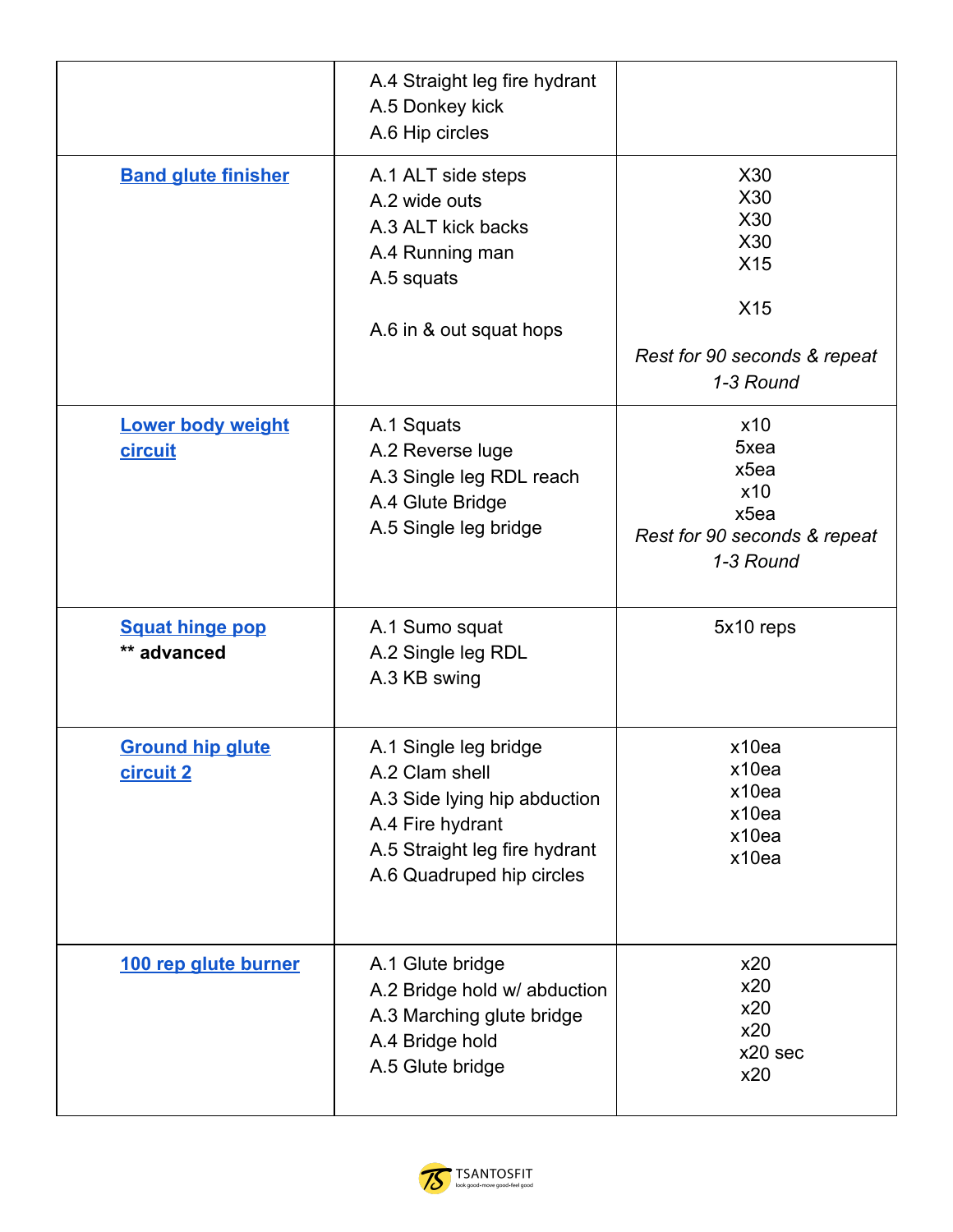| | | |
|---|---|---|
| | A.4 Straight leg fire hydrant<br>A.5 Donkey kick<br>A.6 Hip circles | |
| **Band glute finisher** | A.1 ALT side steps<br>A.2 wide outs<br>A.3 ALT kick backs<br>A.4 Running man<br>A.5 squats<br><br>A.6 in & out squat hops | X30<br>X30<br>X30<br>X30<br>X15<br><br>X15<br><br>*Rest for 90 seconds & repeat 1-3 Round* |
| **Lower body weight circuit** | A.1 Squats<br>A.2 Reverse luge<br>A.3 Single leg RDL reach<br>A.4 Glute Bridge<br>A.5 Single leg bridge | x10<br>5xea<br>x5ea<br>x10<br>x5ea<br>*Rest for 90 seconds & repeat 1-3 Round* |
| **Squat hinge pop**<br>** **advanced** | A.1 Sumo squat<br>A.2 Single leg RDL<br>A.3 KB swing | 5x10 reps |
| **Ground hip glute circuit 2** | A.1 Single leg bridge<br>A.2 Clam shell<br>A.3 Side lying hip abduction<br>A.4 Fire hydrant<br>A.5 Straight leg fire hydrant<br>A.6 Quadruped hip circles | x10ea<br>x10ea<br>x10ea<br>x10ea<br>x10ea<br>x10ea |
| **100 rep glute burner** | A.1 Glute bridge<br>A.2 Bridge hold w/ abduction<br>A.3 Marching glute bridge<br>A.4 Bridge hold<br>A.5 Glute bridge | x20<br>x20<br>x20<br>x20<br>x20 sec<br>x20 |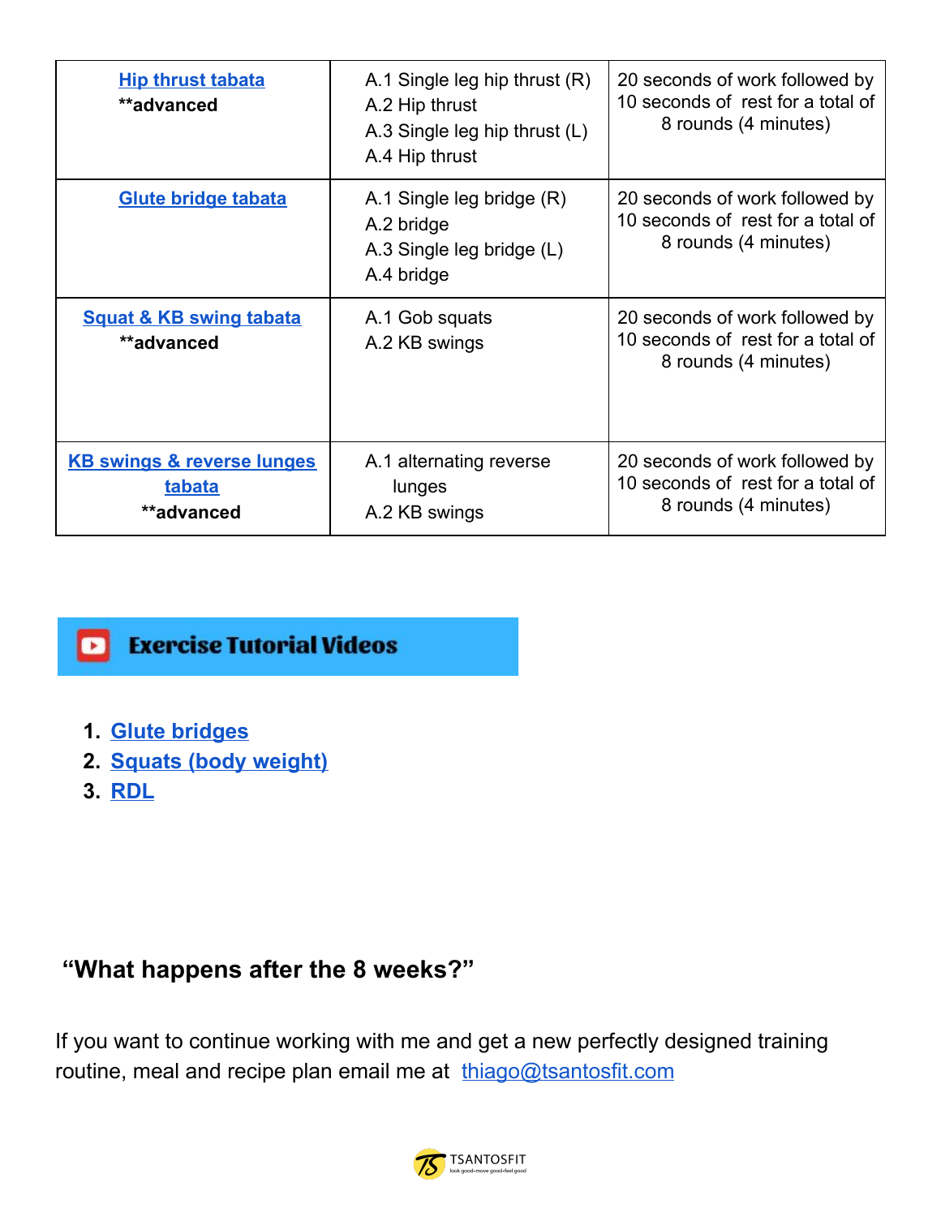| | | |
|---|---|---|
| Hip thrust tabata<br>**advanced | A.1 Single leg hip thrust (R)<br>A.2 Hip thrust<br>A.3 Single leg hip thrust (L)<br>A.4 Hip thrust | 20 seconds of work followed by 10 seconds of rest for a total of 8 rounds (4 minutes) |
| Glute bridge tabata | A.1 Single leg bridge (R)<br>A.2 bridge<br>A.3 Single leg bridge (L)<br>A.4 bridge | 20 seconds of work followed by 10 seconds of rest for a total of 8 rounds (4 minutes) |
| Squat & KB swing tabata<br>**advanced | A.1 Gob squats<br>A.2 KB swings | 20 seconds of work followed by 10 seconds of rest for a total of 8 rounds (4 minutes) |
| KB swings & reverse lunges tabata<br>**advanced | A.1 alternating reverse lunges<br>A.2 KB swings | 20 seconds of work followed by 10 seconds of rest for a total of 8 rounds (4 minutes) |

## Exercise Tutorial Videos

1. Glute bridges
2. Squats (body weight)
3. RDL

### "What happens after the 8 weeks?"

If you want to continue working with me and get a new perfectly designed training routine, meal and recipe plan email me at thiago@tsantosfit.com

TSANTOSFIT
look good • move good • feel good